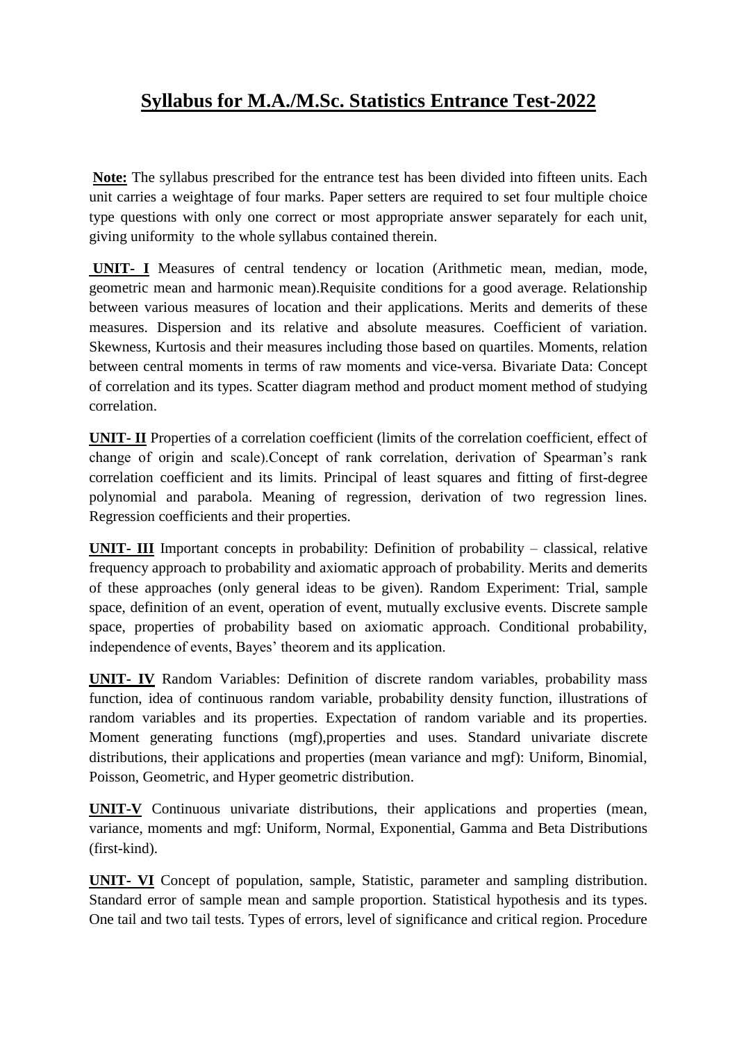# Syllabus for M.A./M.Sc. Statistics Entrance Test-2022

**Note:** The syllabus prescribed for the entrance test has been divided into fifteen units. Each unit carries a weightage of four marks. Paper setters are required to set four multiple choice type questions with only one correct or most appropriate answer separately for each unit, giving uniformity to the whole syllabus contained therein.

**UNIT- I** Measures of central tendency or location (Arithmetic mean, median, mode, geometric mean and harmonic mean).Requisite conditions for a good average. Relationship between various measures of location and their applications. Merits and demerits of these measures. Dispersion and its relative and absolute measures. Coefficient of variation. Skewness, Kurtosis and their measures including those based on quartiles. Moments, relation between central moments in terms of raw moments and vice-versa. Bivariate Data: Concept of correlation and its types. Scatter diagram method and product moment method of studying correlation.

**UNIT- II** Properties of a correlation coefficient (limits of the correlation coefficient, effect of change of origin and scale).Concept of rank correlation, derivation of Spearman's rank correlation coefficient and its limits. Principal of least squares and fitting of first-degree polynomial and parabola. Meaning of regression, derivation of two regression lines. Regression coefficients and their properties.

**UNIT- III** Important concepts in probability: Definition of probability – classical, relative frequency approach to probability and axiomatic approach of probability. Merits and demerits of these approaches (only general ideas to be given). Random Experiment: Trial, sample space, definition of an event, operation of event, mutually exclusive events. Discrete sample space, properties of probability based on axiomatic approach. Conditional probability, independence of events, Bayes' theorem and its application.

**UNIT- IV** Random Variables: Definition of discrete random variables, probability mass function, idea of continuous random variable, probability density function, illustrations of random variables and its properties. Expectation of random variable and its properties. Moment generating functions (mgf),properties and uses. Standard univariate discrete distributions, their applications and properties (mean variance and mgf): Uniform, Binomial, Poisson, Geometric, and Hyper geometric distribution.

**UNIT-V** Continuous univariate distributions, their applications and properties (mean, variance, moments and mgf: Uniform, Normal, Exponential, Gamma and Beta Distributions (first-kind).

**UNIT- VI** Concept of population, sample, Statistic, parameter and sampling distribution. Standard error of sample mean and sample proportion. Statistical hypothesis and its types. One tail and two tail tests. Types of errors, level of significance and critical region. Procedure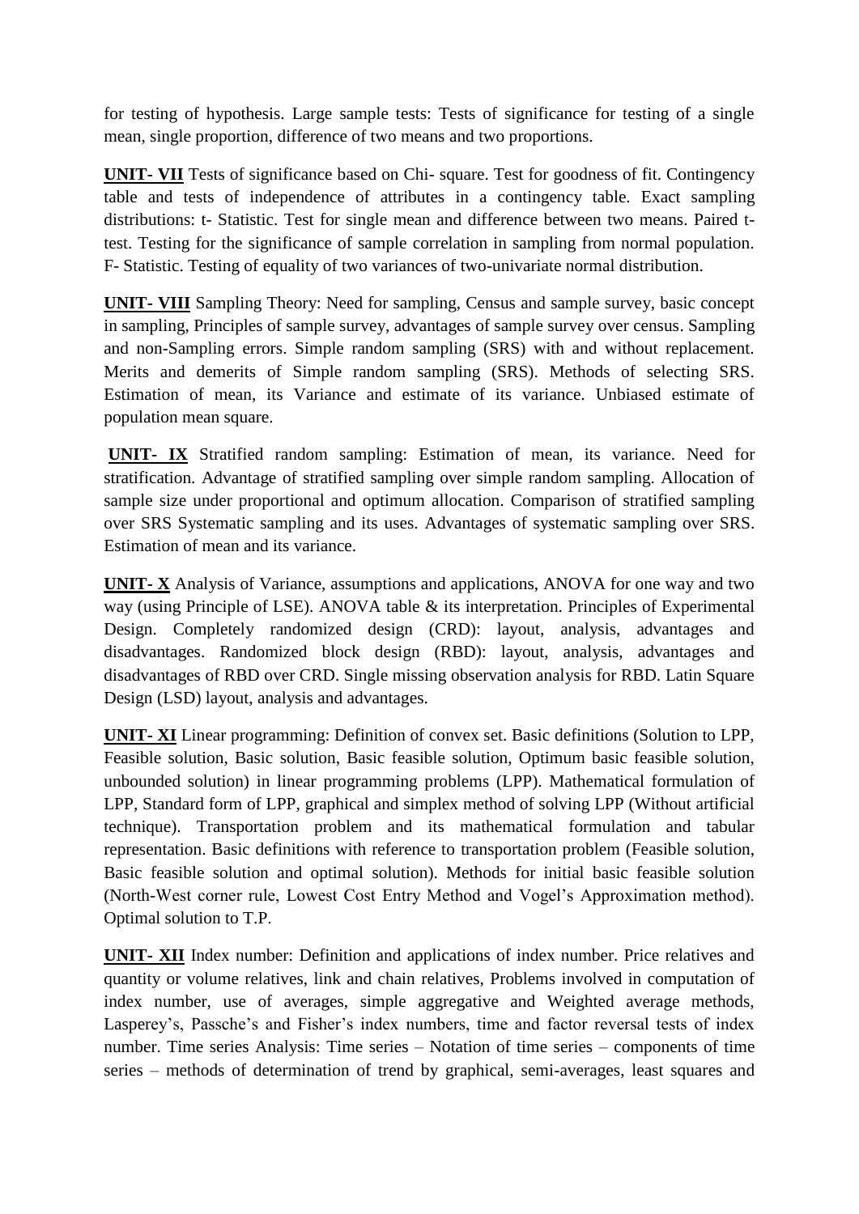for testing of hypothesis. Large sample tests: Tests of significance for testing of a single mean, single proportion, difference of two means and two proportions.

**UNIT- VII** Tests of significance based on Chi- square. Test for goodness of fit. Contingency table and tests of independence of attributes in a contingency table. Exact sampling distributions: t- Statistic. Test for single mean and difference between two means. Paired t-test. Testing for the significance of sample correlation in sampling from normal population. F- Statistic. Testing of equality of two variances of two-univariate normal distribution.

**UNIT- VIII** Sampling Theory: Need for sampling, Census and sample survey, basic concept in sampling, Principles of sample survey, advantages of sample survey over census. Sampling and non-Sampling errors. Simple random sampling (SRS) with and without replacement. Merits and demerits of Simple random sampling (SRS). Methods of selecting SRS. Estimation of mean, its Variance and estimate of its variance. Unbiased estimate of population mean square.

**UNIT- IX** Stratified random sampling: Estimation of mean, its variance. Need for stratification. Advantage of stratified sampling over simple random sampling. Allocation of sample size under proportional and optimum allocation. Comparison of stratified sampling over SRS Systematic sampling and its uses. Advantages of systematic sampling over SRS. Estimation of mean and its variance.

**UNIT- X** Analysis of Variance, assumptions and applications, ANOVA for one way and two way (using Principle of LSE). ANOVA table & its interpretation. Principles of Experimental Design. Completely randomized design (CRD): layout, analysis, advantages and disadvantages. Randomized block design (RBD): layout, analysis, advantages and disadvantages of RBD over CRD. Single missing observation analysis for RBD. Latin Square Design (LSD) layout, analysis and advantages.

**UNIT- XI** Linear programming: Definition of convex set. Basic definitions (Solution to LPP, Feasible solution, Basic solution, Basic feasible solution, Optimum basic feasible solution, unbounded solution) in linear programming problems (LPP). Mathematical formulation of LPP, Standard form of LPP, graphical and simplex method of solving LPP (Without artificial technique). Transportation problem and its mathematical formulation and tabular representation. Basic definitions with reference to transportation problem (Feasible solution, Basic feasible solution and optimal solution). Methods for initial basic feasible solution (North-West corner rule, Lowest Cost Entry Method and Vogel's Approximation method). Optimal solution to T.P.

**UNIT- XII** Index number: Definition and applications of index number. Price relatives and quantity or volume relatives, link and chain relatives, Problems involved in computation of index number, use of averages, simple aggregative and Weighted average methods, Lasperey's, Passche's and Fisher's index numbers, time and factor reversal tests of index number. Time series Analysis: Time series – Notation of time series – components of time series – methods of determination of trend by graphical, semi-averages, least squares and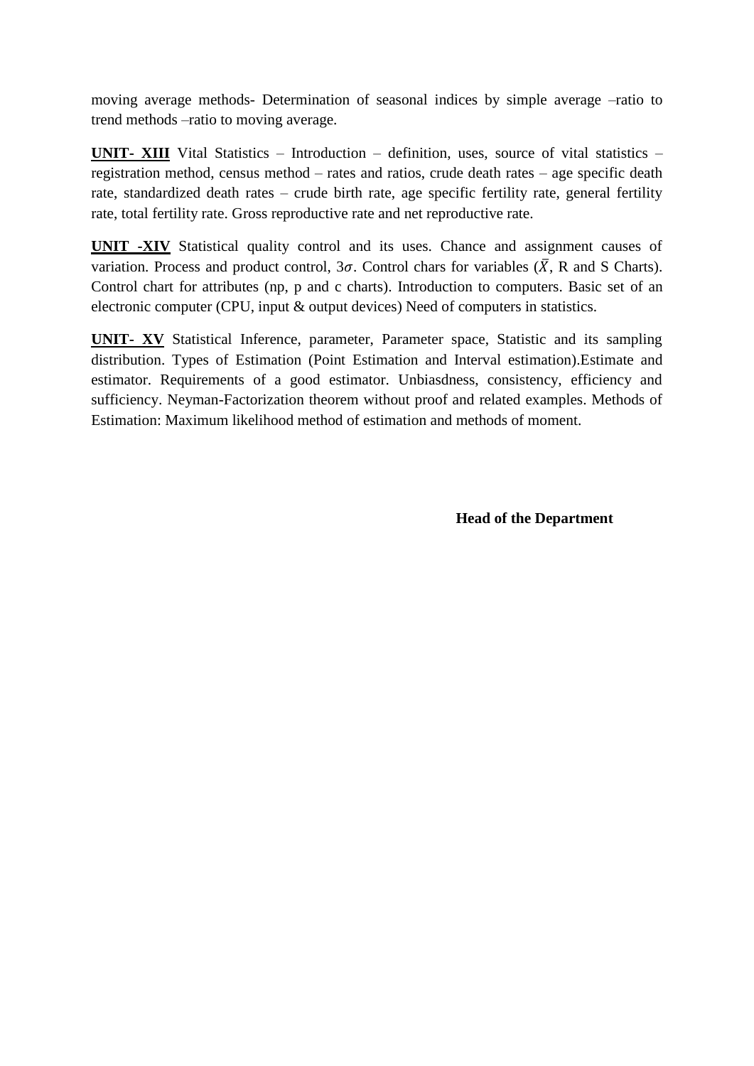moving average methods- Determination of seasonal indices by simple average –ratio to trend methods –ratio to moving average.

**UNIT- XIII** Vital Statistics – Introduction – definition, uses, source of vital statistics – registration method, census method – rates and ratios, crude death rates – age specific death rate, standardized death rates – crude birth rate, age specific fertility rate, general fertility rate, total fertility rate. Gross reproductive rate and net reproductive rate.

**UNIT -XIV** Statistical quality control and its uses. Chance and assignment causes of variation. Process and product control, $3\sigma$. Control chars for variables ($\bar{X}$, R and S Charts). Control chart for attributes (np, p and c charts). Introduction to computers. Basic set of an electronic computer (CPU, input & output devices) Need of computers in statistics.

**UNIT- XV** Statistical Inference, parameter, Parameter space, Statistic and its sampling distribution. Types of Estimation (Point Estimation and Interval estimation).Estimate and estimator. Requirements of a good estimator. Unbiasdness, consistency, efficiency and sufficiency. Neyman-Factorization theorem without proof and related examples. Methods of Estimation: Maximum likelihood method of estimation and methods of moment.

**Head of the Department**